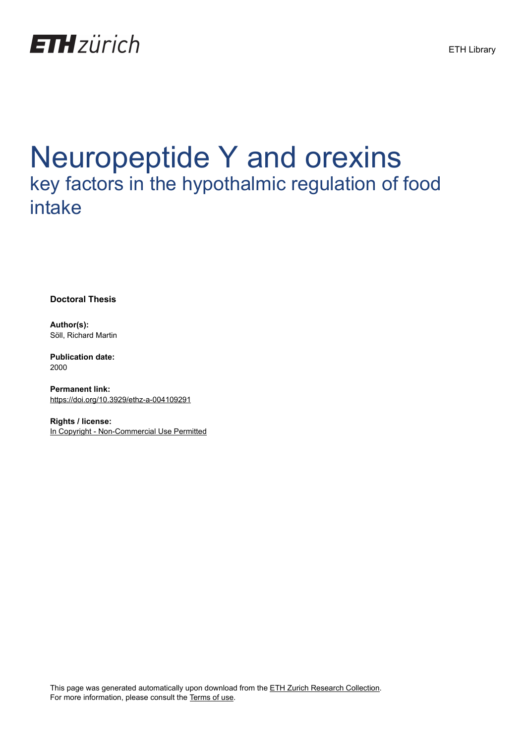ETH zürich

ETH Library

# Neuropeptide Y and orexins

## key factors in the hypothalmic regulation of food intake

**Doctoral Thesis**

**Author(s):**
Söll, Richard Martin

**Publication date:**
2000

**Permanent link:**
https://doi.org/10.3929/ethz-a-004109291

**Rights / license:**
In Copyright - Non-Commercial Use Permitted

This page was generated automatically upon download from the ETH Zurich Research Collection.
For more information, please consult the Terms of use.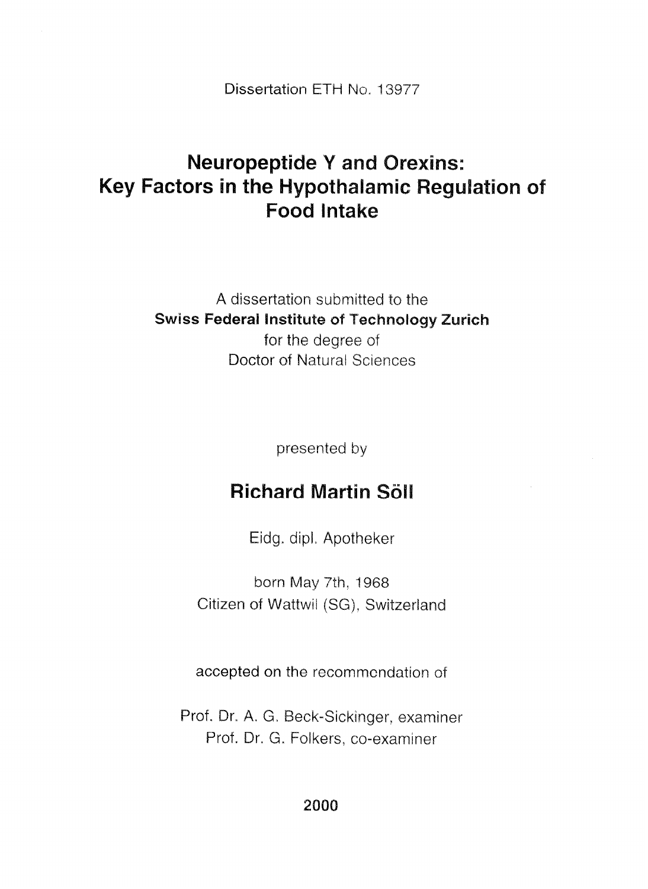Dissertation ETH No. 13977

# Neuropeptide Y and Orexins: Key Factors in the Hypothalamic Regulation of Food Intake

A dissertation submitted to the
**Swiss Federal Institute of Technology Zurich**
for the degree of
Doctor of Natural Sciences

presented by

## Richard Martin Söll

Eidg. dipl. Apotheker

born May 7th, 1968
Citizen of Wattwil (SG), Switzerland

accepted on the recommendation of

Prof. Dr. A. G. Beck-Sickinger, examiner
Prof. Dr. G. Folkers, co-examiner

**2000**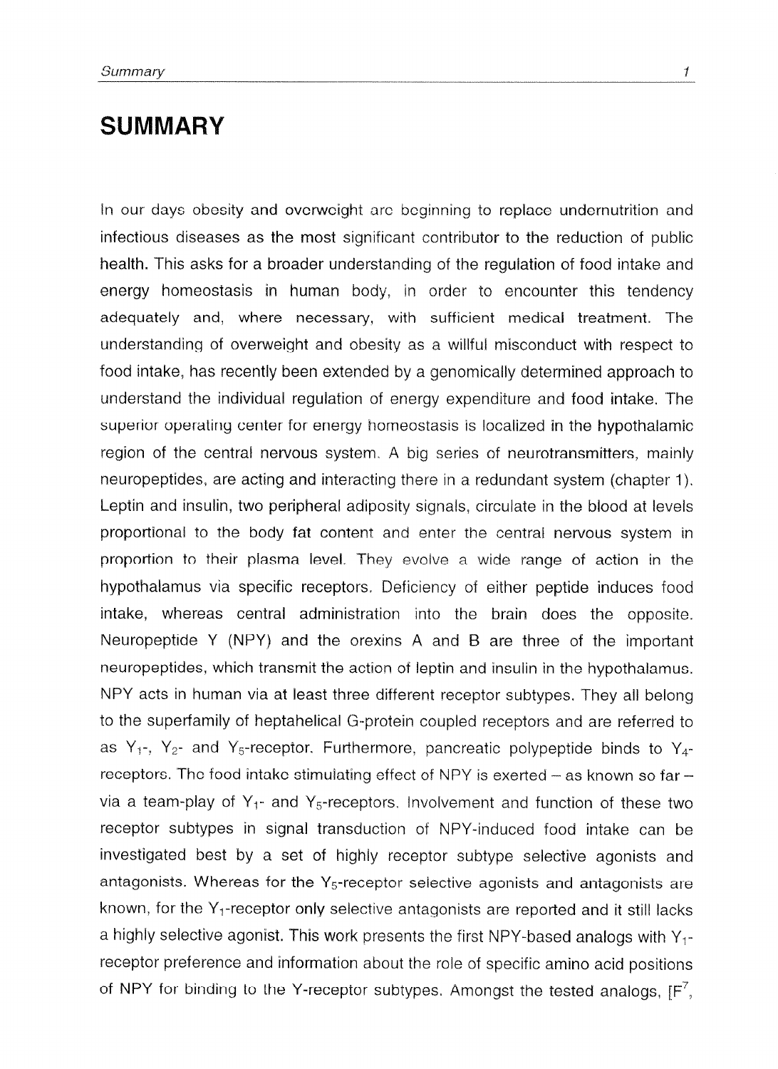# SUMMARY

In our days obesity and overweight are beginning to replace undernutrition and infectious diseases as the most significant contributor to the reduction of public health. This asks for a broader understanding of the regulation of food intake and energy homeostasis in human body, in order to encounter this tendency adequately and, where necessary, with sufficient medical treatment. The understanding of overweight and obesity as a willful misconduct with respect to food intake, has recently been extended by a genomically determined approach to understand the individual regulation of energy expenditure and food intake. The superior operating center for energy homeostasis is localized in the hypothalamic region of the central nervous system. A big series of neurotransmitters, mainly neuropeptides, are acting and interacting there in a redundant system (chapter 1). Leptin and insulin, two peripheral adiposity signals, circulate in the blood at levels proportional to the body fat content and enter the central nervous system in proportion to their plasma level. They evolve a wide range of action in the hypothalamus via specific receptors. Deficiency of either peptide induces food intake, whereas central administration into the brain does the opposite. Neuropeptide Y (NPY) and the orexins A and B are three of the important neuropeptides, which transmit the action of leptin and insulin in the hypothalamus. NPY acts in human via at least three different receptor subtypes. They all belong to the superfamily of heptahelical G-protein coupled receptors and are referred to as $Y_1$-, $Y_2$- and $Y_5$-receptor. Furthermore, pancreatic polypeptide binds to $Y_4$-receptors. The food intake stimulating effect of NPY is exerted – as known so far – via a team-play of $Y_1$- and $Y_5$-receptors. Involvement and function of these two receptor subtypes in signal transduction of NPY-induced food intake can be investigated best by a set of highly receptor subtype selective agonists and antagonists. Whereas for the $Y_5$-receptor selective agonists and antagonists are known, for the $Y_1$-receptor only selective antagonists are reported and it still lacks a highly selective agonist. This work presents the first NPY-based analogs with $Y_1$-receptor preference and information about the role of specific amino acid positions of NPY for binding to the Y-receptor subtypes. Amongst the tested analogs, [$F^7$,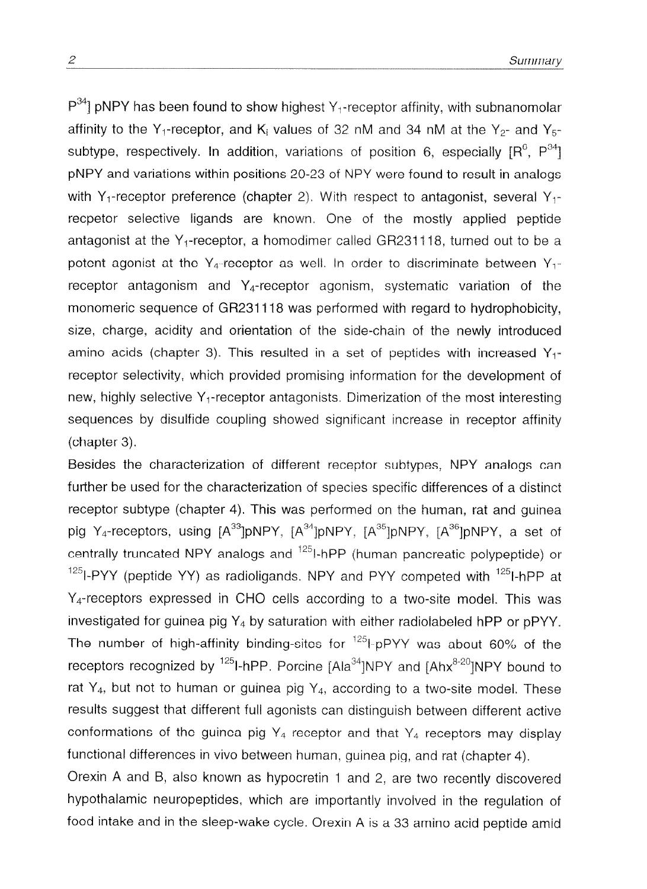$P^{34}$] pNPY has been found to show highest $Y_1$-receptor affinity, with subnanomolar affinity to the $Y_1$-receptor, and $K_i$ values of 32 nM and 34 nM at the $Y_2$- and $Y_5$-subtype, respectively. In addition, variations of position 6, especially [$R^6$, $P^{34}$] pNPY and variations within positions 20-23 of NPY were found to result in analogs with $Y_1$-receptor preference (chapter 2). With respect to antagonist, several $Y_1$-recpetor selective ligands are known. One of the mostly applied peptide antagonist at the $Y_1$-receptor, a homodimer called GR231118, turned out to be a potent agonist at the $Y_4$-receptor as well. In order to discriminate between $Y_1$-receptor antagonism and $Y_4$-receptor agonism, systematic variation of the monomeric sequence of GR231118 was performed with regard to hydrophobicity, size, charge, acidity and orientation of the side-chain of the newly introduced amino acids (chapter 3). This resulted in a set of peptides with increased $Y_1$-receptor selectivity, which provided promising information for the development of new, highly selective $Y_1$-receptor antagonists. Dimerization of the most interesting sequences by disulfide coupling showed significant increase in receptor affinity (chapter 3).

Besides the characterization of different receptor subtypes, NPY analogs can further be used for the characterization of species specific differences of a distinct receptor subtype (chapter 4). This was performed on the human, rat and guinea pig $Y_4$-receptors, using [$A^{33}$]pNPY, [$A^{34}$]pNPY, [$A^{35}$]pNPY, [$A^{36}$]pNPY, a set of centrally truncated NPY analogs and $^{125}$I-hPP (human pancreatic polypeptide) or $^{125}$I-PYY (peptide YY) as radioligands. NPY and PYY competed with $^{125}$I-hPP at $Y_4$-receptors expressed in CHO cells according to a two-site model. This was investigated for guinea pig $Y_4$ by saturation with either radiolabeled hPP or pPYY. The number of high-affinity binding-sites for $^{125}$I-pPYY was about 60% of the receptors recognized by $^{125}$I-hPP. Porcine [$Ala^{34}$]NPY and [$Ahx^{8-20}$]NPY bound to rat $Y_4$, but not to human or guinea pig $Y_4$, according to a two-site model. These results suggest that different full agonists can distinguish between different active conformations of the guinea pig $Y_4$ receptor and that $Y_4$ receptors may display functional differences in vivo between human, guinea pig, and rat (chapter 4).

Orexin A and B, also known as hypocretin 1 and 2, are two recently discovered hypothalamic neuropeptides, which are importantly involved in the regulation of food intake and in the sleep-wake cycle. Orexin A is a 33 amino acid peptide amid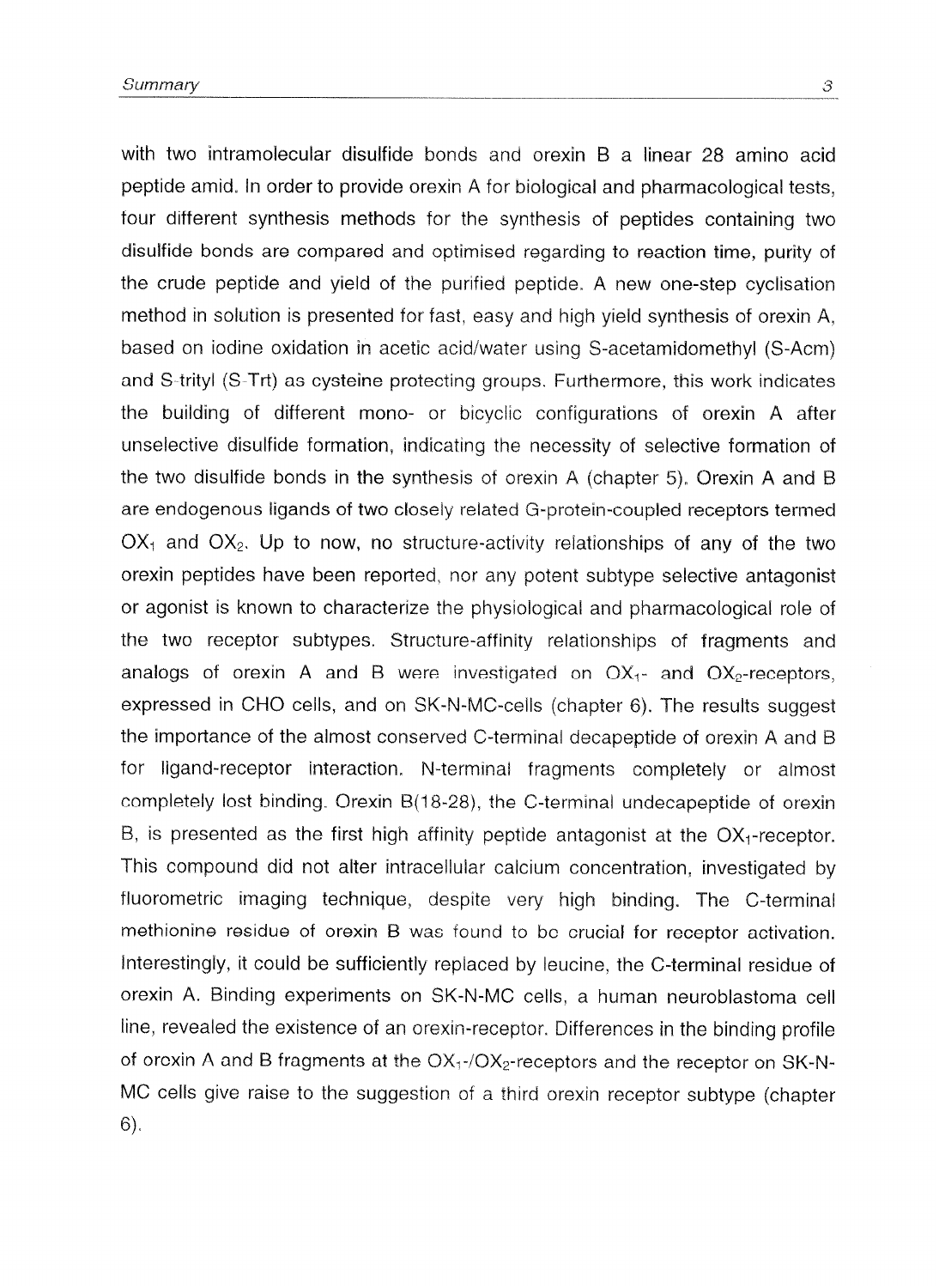with two intramolecular disulfide bonds and orexin B a linear 28 amino acid peptide amid. In order to provide orexin A for biological and pharmacological tests, four different synthesis methods for the synthesis of peptides containing two disulfide bonds are compared and optimised regarding to reaction time, purity of the crude peptide and yield of the purified peptide. A new one-step cyclisation method in solution is presented for fast, easy and high yield synthesis of orexin A, based on iodine oxidation in acetic acid/water using S-acetamidomethyl (S-Acm) and S-trityl (S-Trt) as cysteine protecting groups. Furthermore, this work indicates the building of different mono- or bicyclic configurations of orexin A after unselective disulfide formation, indicating the necessity of selective formation of the two disulfide bonds in the synthesis of orexin A (chapter 5). Orexin A and B are endogenous ligands of two closely related G-protein-coupled receptors termed $OX_1$ and $OX_2$. Up to now, no structure-activity relationships of any of the two orexin peptides have been reported, nor any potent subtype selective antagonist or agonist is known to characterize the physiological and pharmacological role of the two receptor subtypes. Structure-affinity relationships of fragments and analogs of orexin A and B were investigated on $OX_1$- and $OX_2$-receptors, expressed in CHO cells, and on SK-N-MC-cells (chapter 6). The results suggest the importance of the almost conserved C-terminal decapeptide of orexin A and B for ligand-receptor interaction. N-terminal fragments completely or almost completely lost binding. Orexin B(18-28), the C-terminal undecapeptide of orexin B, is presented as the first high affinity peptide antagonist at the $OX_1$-receptor. This compound did not alter intracellular calcium concentration, investigated by fluorometric imaging technique, despite very high binding. The C-terminal methionine residue of orexin B was found to be crucial for receptor activation. Interestingly, it could be sufficiently replaced by leucine, the C-terminal residue of orexin A. Binding experiments on SK-N-MC cells, a human neuroblastoma cell line, revealed the existence of an orexin-receptor. Differences in the binding profile of orexin A and B fragments at the $OX_1$-/$OX_2$-receptors and the receptor on SK-N-MC cells give raise to the suggestion of a third orexin receptor subtype (chapter 6).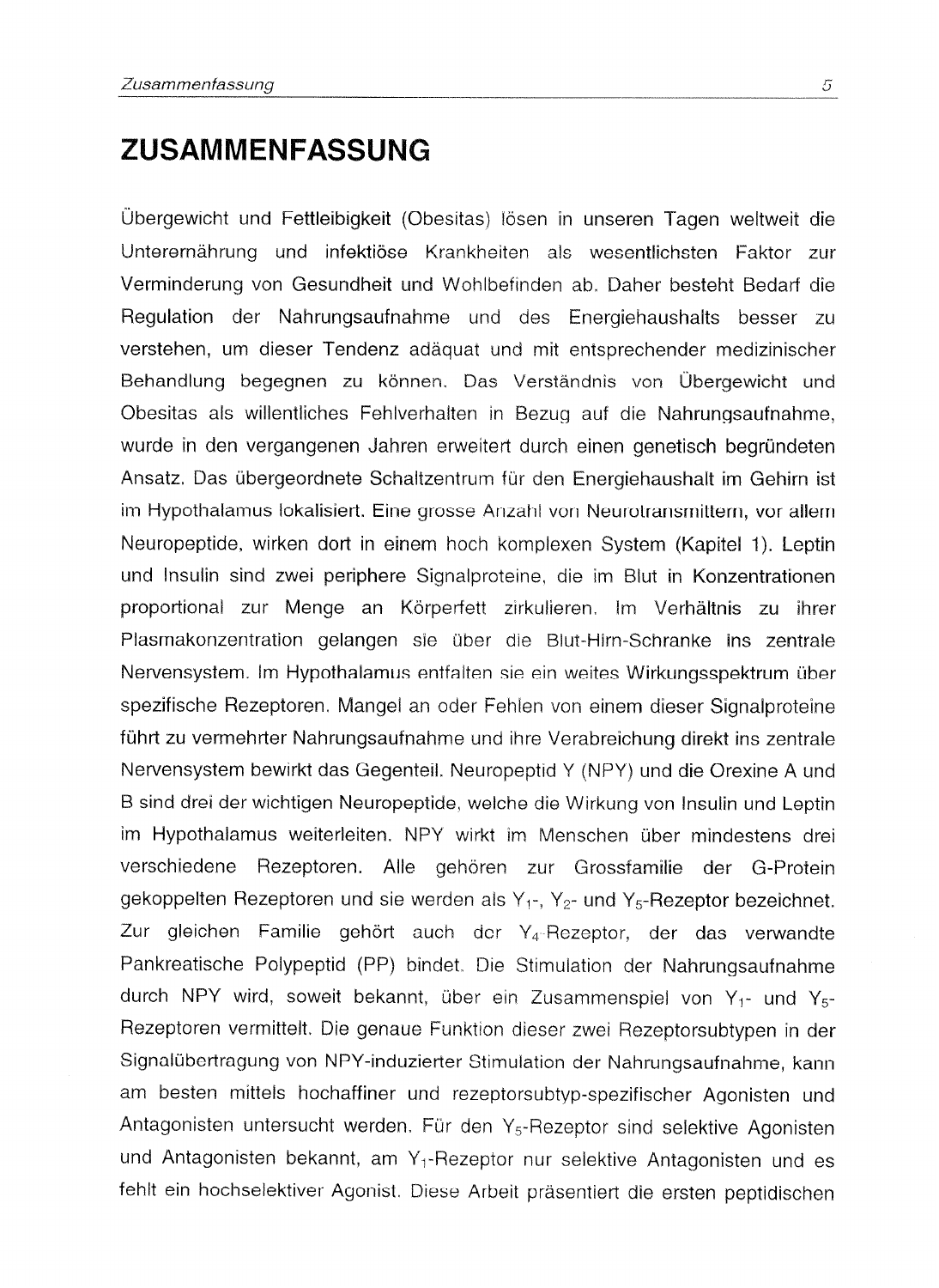# ZUSAMMENFASSUNG

Übergewicht und Fettleibigkeit (Obesitas) lösen in unseren Tagen weltweit die Unterernährung und infektiöse Krankheiten als wesentlichsten Faktor zur Verminderung von Gesundheit und Wohlbefinden ab. Daher besteht Bedarf die Regulation der Nahrungsaufnahme und des Energiehaushalts besser zu verstehen, um dieser Tendenz adäquat und mit entsprechender medizinischer Behandlung begegnen zu können. Das Verständnis von Übergewicht und Obesitas als willentliches Fehlverhalten in Bezug auf die Nahrungsaufnahme, wurde in den vergangenen Jahren erweitert durch einen genetisch begründeten Ansatz. Das übergeordnete Schaltzentrum für den Energiehaushalt im Gehirn ist im Hypothalamus lokalisiert. Eine grosse Anzahl von Neurotransmittern, vor allem Neuropeptide, wirken dort in einem hoch komplexen System (Kapitel 1). Leptin und Insulin sind zwei periphere Signalproteine, die im Blut in Konzentrationen proportional zur Menge an Körperfett zirkulieren. Im Verhältnis zu ihrer Plasmakonzentration gelangen sie über die Blut-Hirn-Schranke ins zentrale Nervensystem. Im Hypothalamus entfalten sie ein weites Wirkungsspektrum über spezifische Rezeptoren. Mangel an oder Fehlen von einem dieser Signalproteine führt zu vermehrter Nahrungsaufnahme und ihre Verabreichung direkt ins zentrale Nervensystem bewirkt das Gegenteil. Neuropeptid Y (NPY) und die Orexine A und B sind drei der wichtigen Neuropeptide, welche die Wirkung von Insulin und Leptin im Hypothalamus weiterleiten. NPY wirkt im Menschen über mindestens drei verschiedene Rezeptoren. Alle gehören zur Grossfamilie der G-Protein gekoppelten Rezeptoren und sie werden als $Y_1$-, $Y_2$- und $Y_5$-Rezeptor bezeichnet. Zur gleichen Familie gehört auch der $Y_4$-Rezeptor, der das verwandte Pankreatische Polypeptid (PP) bindet. Die Stimulation der Nahrungsaufnahme durch NPY wird, soweit bekannt, über ein Zusammenspiel von $Y_1$- und $Y_5$-Rezeptoren vermittelt. Die genaue Funktion dieser zwei Rezeptorsubtypen in der Signalübertragung von NPY-induzierter Stimulation der Nahrungsaufnahme, kann am besten mittels hochaffiner und rezeptorsubtyp-spezifischer Agonisten und Antagonisten untersucht werden. Für den $Y_5$-Rezeptor sind selektive Agonisten und Antagonisten bekannt, am $Y_1$-Rezeptor nur selektive Antagonisten und es fehlt ein hochselektiver Agonist. Diese Arbeit präsentiert die ersten peptidischen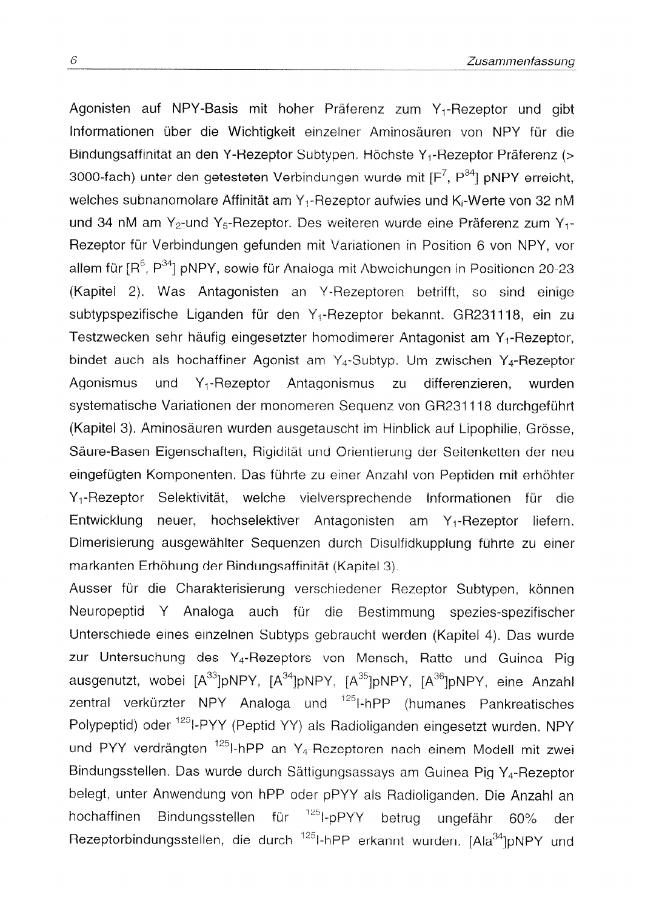Agonisten auf NPY-Basis mit hoher Präferenz zum $Y_1$-Rezeptor und gibt Informationen über die Wichtigkeit einzelner Aminosäuren von NPY für die Bindungsaffinität an den Y-Rezeptor Subtypen. Höchste $Y_1$-Rezeptor Präferenz (> 3000-fach) unter den getesteten Verbindungen wurde mit [$F^7$, $P^{34}$] pNPY erreicht, welches subnanomolare Affinität am $Y_1$-Rezeptor aufwies und $K_i$-Werte von 32 nM und 34 nM am $Y_2$-und $Y_5$-Rezeptor. Des weiteren wurde eine Präferenz zum $Y_1$-Rezeptor für Verbindungen gefunden mit Variationen in Position 6 von NPY, vor allem für [$R^6$, $P^{34}$] pNPY, sowie für Analoga mit Abweichungen in Positionen 20-23 (Kapitel 2). Was Antagonisten an Y-Rezeptoren betrifft, so sind einige subtypspezifische Liganden für den $Y_1$-Rezeptor bekannt. GR231118, ein zu Testzwecken sehr häufig eingesetzter homodimerer Antagonist am $Y_1$-Rezeptor, bindet auch als hochaffiner Agonist am $Y_4$-Subtyp. Um zwischen $Y_4$-Rezeptor Agonismus und $Y_1$-Rezeptor Antagonismus zu differenzieren, wurden systematische Variationen der monomeren Sequenz von GR231118 durchgeführt (Kapitel 3). Aminosäuren wurden ausgetauscht im Hinblick auf Lipophilie, Grösse, Säure-Basen Eigenschaften, Rigidität und Orientierung der Seitenketten der neu eingefügten Komponenten. Das führte zu einer Anzahl von Peptiden mit erhöhter $Y_1$-Rezeptor Selektivität, welche vielversprechende Informationen für die Entwicklung neuer, hochselektiver Antagonisten am $Y_1$-Rezeptor liefern. Dimerisierung ausgewählter Sequenzen durch Disulfidkupplung führte zu einer markanten Erhöhung der Bindungsaffinität (Kapitel 3).

Ausser für die Charakterisierung verschiedener Rezeptor Subtypen, können Neuropeptid Y Analoga auch für die Bestimmung spezies-spezifischer Unterschiede eines einzelnen Subtyps gebraucht werden (Kapitel 4). Das wurde zur Untersuchung des $Y_4$-Rezeptors von Mensch, Ratte und Guinea Pig ausgenutzt, wobei [$A^{33}$]pNPY, [$A^{34}$]pNPY, [$A^{35}$]pNPY, [$A^{36}$]pNPY, eine Anzahl zentral verkürzter NPY Analoga und $^{125}$I-hPP (humanes Pankreatisches Polypeptid) oder $^{125}$I-PYY (Peptid YY) als Radioliganden eingesetzt wurden. NPY und PYY verdrängten $^{125}$I-hPP an $Y_4$-Rezeptoren nach einem Modell mit zwei Bindungsstellen. Das wurde durch Sättigungsassays am Guinea Pig $Y_4$-Rezeptor belegt, unter Anwendung von hPP oder pPYY als Radioliganden. Die Anzahl an hochaffinen Bindungsstellen für $^{125}$I-pPYY betrug ungefähr 60% der Rezeptorbindungsstellen, die durch $^{125}$I-hPP erkannt wurden. [$Ala^{34}$]pNPY und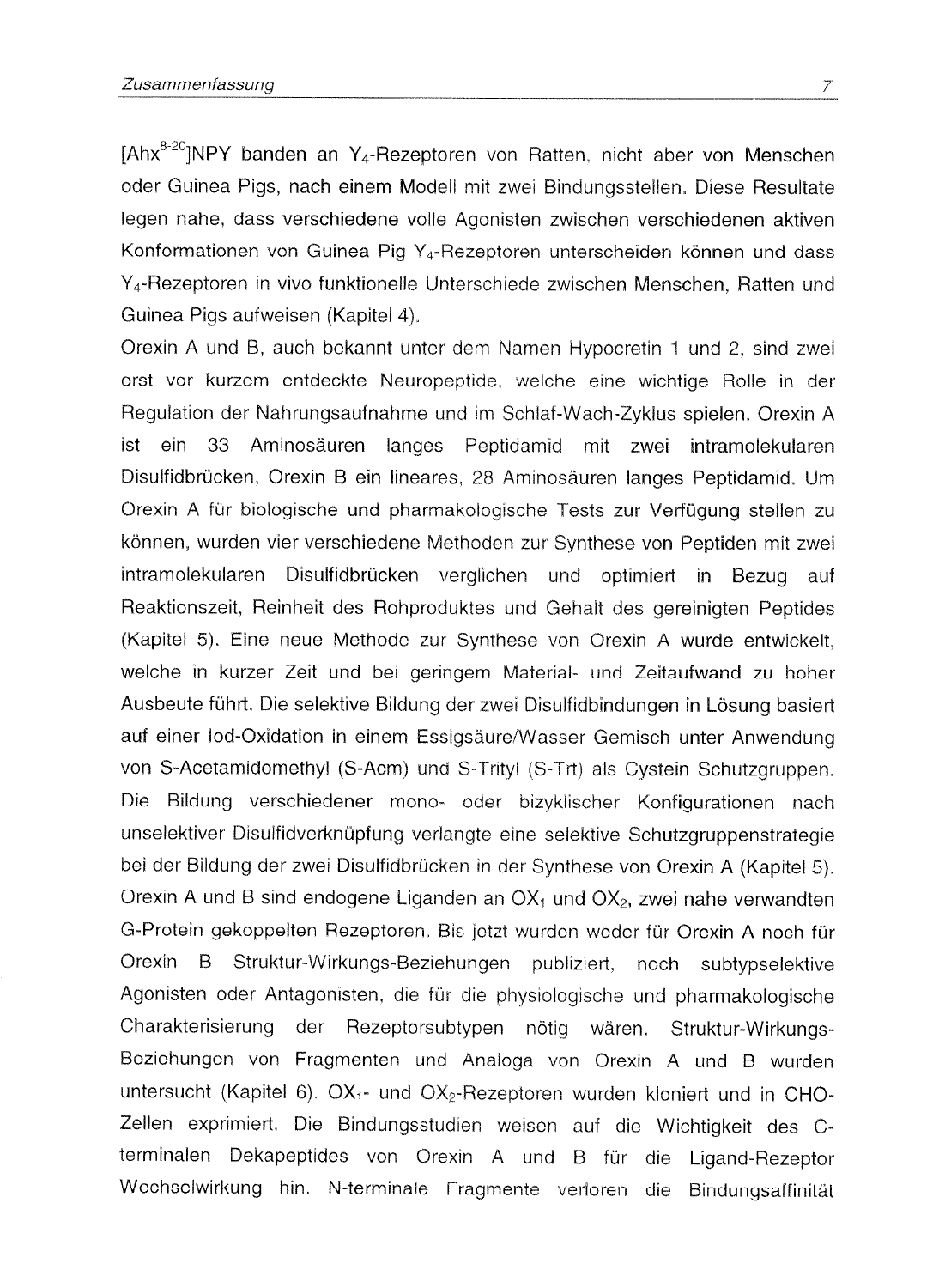[$Ahx^{8-20}$]NPY banden an $Y_4$-Rezeptoren von Ratten, nicht aber von Menschen oder Guinea Pigs, nach einem Modell mit zwei Bindungsstellen. Diese Resultate legen nahe, dass verschiedene volle Agonisten zwischen verschiedenen aktiven Konformationen von Guinea Pig $Y_4$-Rezeptoren unterscheiden können und dass $Y_4$-Rezeptoren in vivo funktionelle Unterschiede zwischen Menschen, Ratten und Guinea Pigs aufweisen (Kapitel 4).

Orexin A und B, auch bekannt unter dem Namen Hypocretin 1 und 2, sind zwei erst vor kurzem entdeckte Neuropeptide, welche eine wichtige Rolle in der Regulation der Nahrungsaufnahme und im Schlaf-Wach-Zyklus spielen. Orexin A ist ein 33 Aminosäuren langes Peptidamid mit zwei intramolekularen Disulfidbrücken, Orexin B ein lineares, 28 Aminosäuren langes Peptidamid. Um Orexin A für biologische und pharmakologische Tests zur Verfügung stellen zu können, wurden vier verschiedene Methoden zur Synthese von Peptiden mit zwei intramolekularen Disulfidbrücken verglichen und optimiert in Bezug auf Reaktionszeit, Reinheit des Rohproduktes und Gehalt des gereinigten Peptides (Kapitel 5). Eine neue Methode zur Synthese von Orexin A wurde entwickelt, welche in kurzer Zeit und bei geringem Material- und Zeitaufwand zu hoher Ausbeute führt. Die selektive Bildung der zwei Disulfidbindungen in Lösung basiert auf einer Iod-Oxidation in einem Essigsäure/Wasser Gemisch unter Anwendung von S-Acetamidomethyl (S-Acm) und S-Trityl (S-Trt) als Cystein Schutzgruppen. Die Bildung verschiedener mono- oder bizyklischer Konfigurationen nach unselektiver Disulfidverknüpfung verlangte eine selektive Schutzgruppenstrategie bei der Bildung der zwei Disulfidbrücken in der Synthese von Orexin A (Kapitel 5). Orexin A und B sind endogene Liganden an $OX_1$ und $OX_2$, zwei nahe verwandten G-Protein gekoppelten Rezeptoren. Bis jetzt wurden weder für Orexin A noch für Orexin B Struktur-Wirkungs-Beziehungen publiziert, noch subtypselektive Agonisten oder Antagonisten, die für die physiologische und pharmakologische Charakterisierung der Rezeptorsubtypen nötig wären. Struktur-Wirkungs-Beziehungen von Fragmenten und Analoga von Orexin A und B wurden untersucht (Kapitel 6). $OX_1$- und $OX_2$-Rezeptoren wurden kloniert und in CHO-Zellen exprimiert. Die Bindungsstudien weisen auf die Wichtigkeit des C-terminalen Dekapeptides von Orexin A und B für die Ligand-Rezeptor Wechselwirkung hin. N-terminale Fragmente verloren die Bindungsaffinität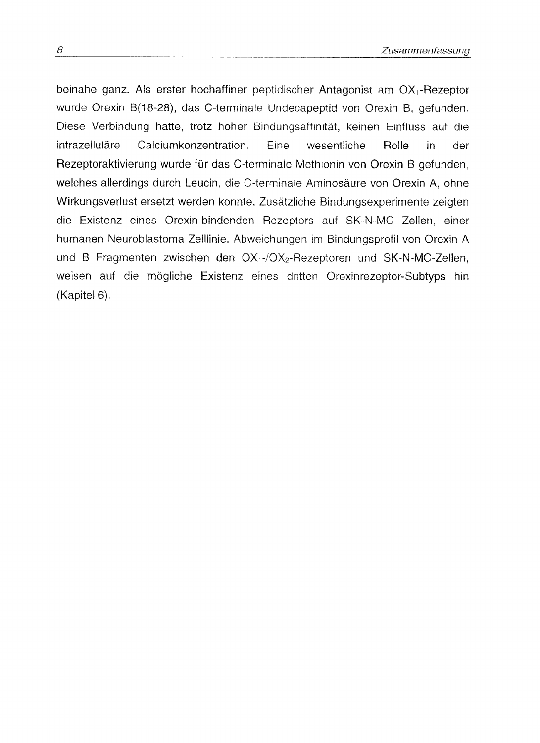beinahe ganz. Als erster hochaffiner peptidischer Antagonist am $OX_1$-Rezeptor wurde Orexin B(18-28), das C-terminale Undecapeptid von Orexin B, gefunden. Diese Verbindung hatte, trotz hoher Bindungsaffinität, keinen Einfluss auf die intrazelluläre Calciumkonzentration. Eine wesentliche Rolle in der Rezeptoraktivierung wurde für das C-terminale Methionin von Orexin B gefunden, welches allerdings durch Leucin, die C-terminale Aminosäure von Orexin A, ohne Wirkungsverlust ersetzt werden konnte. Zusätzliche Bindungsexperimente zeigten die Existenz eines Orexin-bindenden Rezeptors auf SK-N-MC Zellen, einer humanen Neuroblastoma Zelllinie. Abweichungen im Bindungsprofil von Orexin A und B Fragmenten zwischen den $OX_1$-/$OX_2$-Rezeptoren und SK-N-MC-Zellen, weisen auf die mögliche Existenz eines dritten Orexinrezeptor-Subtyps hin (Kapitel 6).